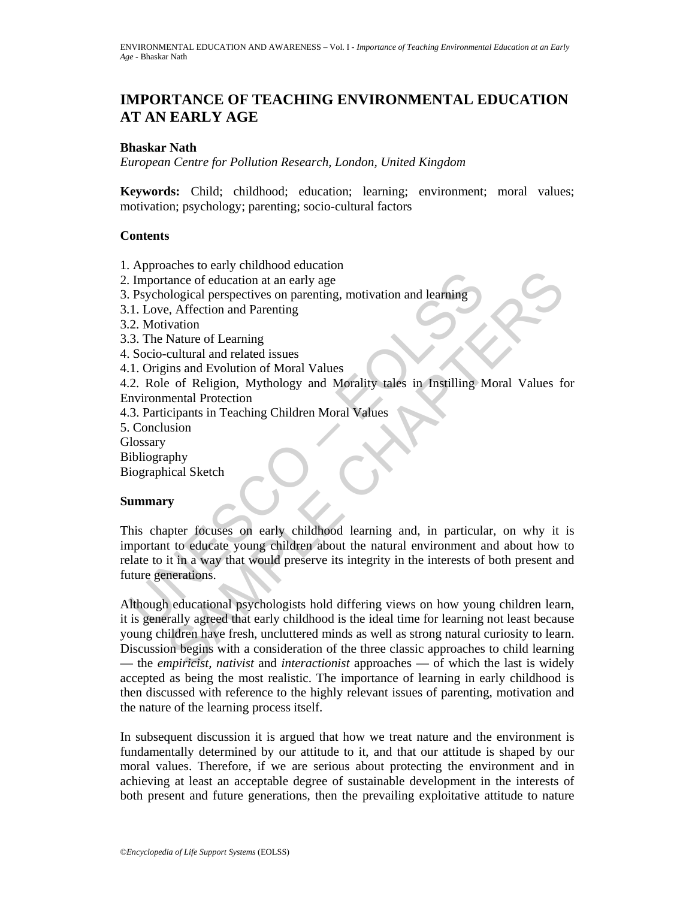# IMPORTANCE OF TEACHING ENVIRONMENTAL EDUCATION AT AN EARLY AGE

**Bhaskar Nath**

*European Centre for Pollution Research, London, United Kingdom*

**Keywords:** Child; childhood; education; learning; environment; moral values; motivation; psychology; parenting; socio-cultural factors

**Contents**

1. Approaches to early childhood education
2. Importance of education at an early age
3. Psychological perspectives on parenting, motivation and learning
3.1. Love, Affection and Parenting
3.2. Motivation
3.3. The Nature of Learning
4. Socio-cultural and related issues
4.1. Origins and Evolution of Moral Values
4.2. Role of Religion, Mythology and Morality tales in Instilling Moral Values for Environmental Protection
4.3. Participants in Teaching Children Moral Values
5. Conclusion

Glossary
Bibliography
Biographical Sketch

**Summary**

This chapter focuses on early childhood learning and, in particular, on why it is important to educate young children about the natural environment and about how to relate to it in a way that would preserve its integrity in the interests of both present and future generations.

Although educational psychologists hold differing views on how young children learn, it is generally agreed that early childhood is the ideal time for learning not least because young children have fresh, uncluttered minds as well as strong natural curiosity to learn. Discussion begins with a consideration of the three classic approaches to child learning — the *empiricist, nativist* and *interactionist* approaches — of which the last is widely accepted as being the most realistic. The importance of learning in early childhood is then discussed with reference to the highly relevant issues of parenting, motivation and the nature of the learning process itself.

In subsequent discussion it is argued that how we treat nature and the environment is fundamentally determined by our attitude to it, and that our attitude is shaped by our moral values. Therefore, if we are serious about protecting the environment and in achieving at least an acceptable degree of sustainable development in the interests of both present and future generations, then the prevailing exploitative attitude to nature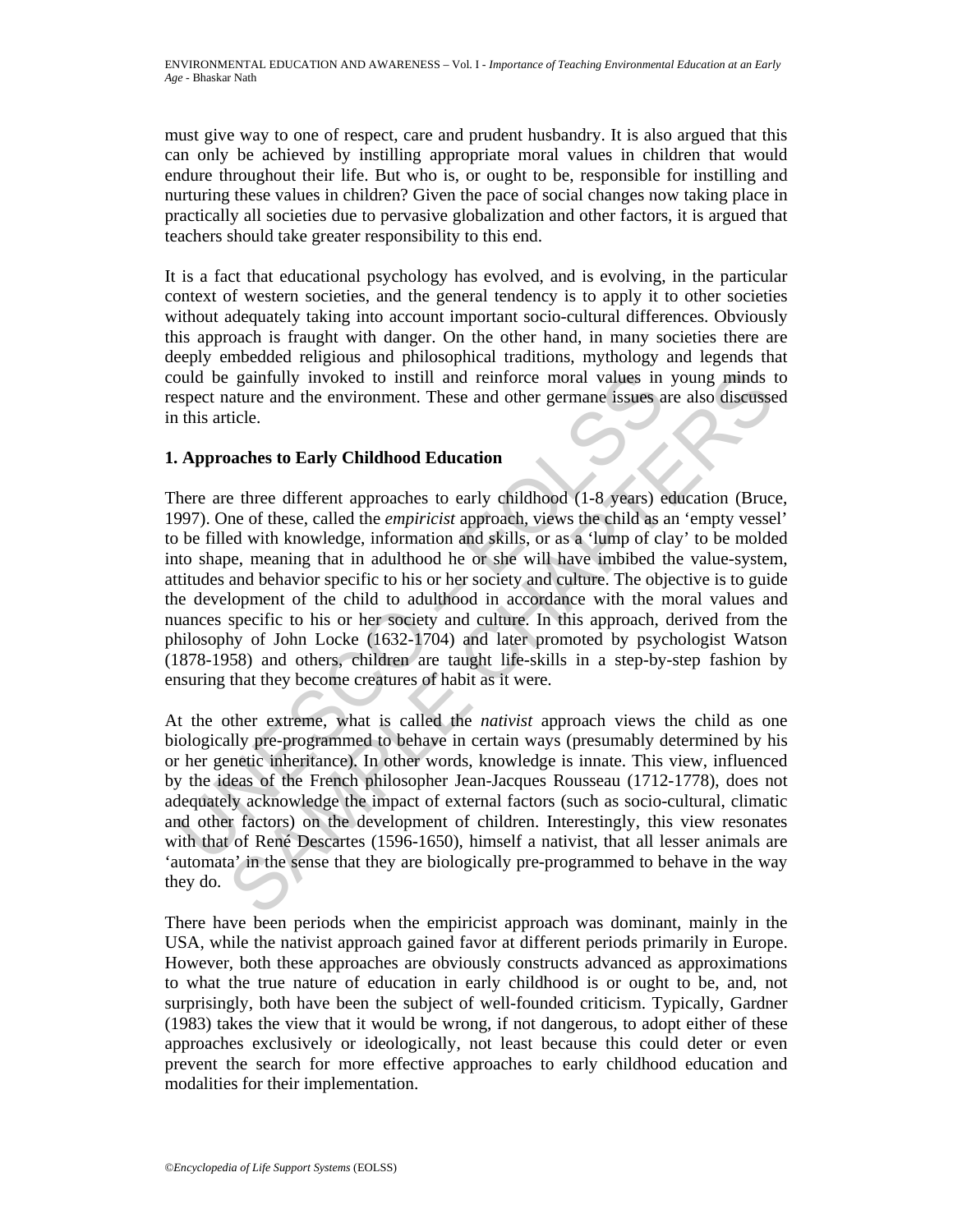must give way to one of respect, care and prudent husbandry. It is also argued that this can only be achieved by instilling appropriate moral values in children that would endure throughout their life. But who is, or ought to be, responsible for instilling and nurturing these values in children? Given the pace of social changes now taking place in practically all societies due to pervasive globalization and other factors, it is argued that teachers should take greater responsibility to this end.

It is a fact that educational psychology has evolved, and is evolving, in the particular context of western societies, and the general tendency is to apply it to other societies without adequately taking into account important socio-cultural differences. Obviously this approach is fraught with danger. On the other hand, in many societies there are deeply embedded religious and philosophical traditions, mythology and legends that could be gainfully invoked to instill and reinforce moral values in young minds to respect nature and the environment. These and other germane issues are also discussed in this article.

## 1. Approaches to Early Childhood Education

There are three different approaches to early childhood (1-8 years) education (Bruce, 1997). One of these, called the *empiricist* approach, views the child as an 'empty vessel' to be filled with knowledge, information and skills, or as a 'lump of clay' to be molded into shape, meaning that in adulthood he or she will have imbibed the value-system, attitudes and behavior specific to his or her society and culture. The objective is to guide the development of the child to adulthood in accordance with the moral values and nuances specific to his or her society and culture. In this approach, derived from the philosophy of John Locke (1632-1704) and later promoted by psychologist Watson (1878-1958) and others, children are taught life-skills in a step-by-step fashion by ensuring that they become creatures of habit as it were.

At the other extreme, what is called the *nativist* approach views the child as one biologically pre-programmed to behave in certain ways (presumably determined by his or her genetic inheritance). In other words, knowledge is innate. This view, influenced by the ideas of the French philosopher Jean-Jacques Rousseau (1712-1778), does not adequately acknowledge the impact of external factors (such as socio-cultural, climatic and other factors) on the development of children. Interestingly, this view resonates with that of René Descartes (1596-1650), himself a nativist, that all lesser animals are 'automata' in the sense that they are biologically pre-programmed to behave in the way they do.

There have been periods when the empiricist approach was dominant, mainly in the USA, while the nativist approach gained favor at different periods primarily in Europe. However, both these approaches are obviously constructs advanced as approximations to what the true nature of education in early childhood is or ought to be, and, not surprisingly, both have been the subject of well-founded criticism. Typically, Gardner (1983) takes the view that it would be wrong, if not dangerous, to adopt either of these approaches exclusively or ideologically, not least because this could deter or even prevent the search for more effective approaches to early childhood education and modalities for their implementation.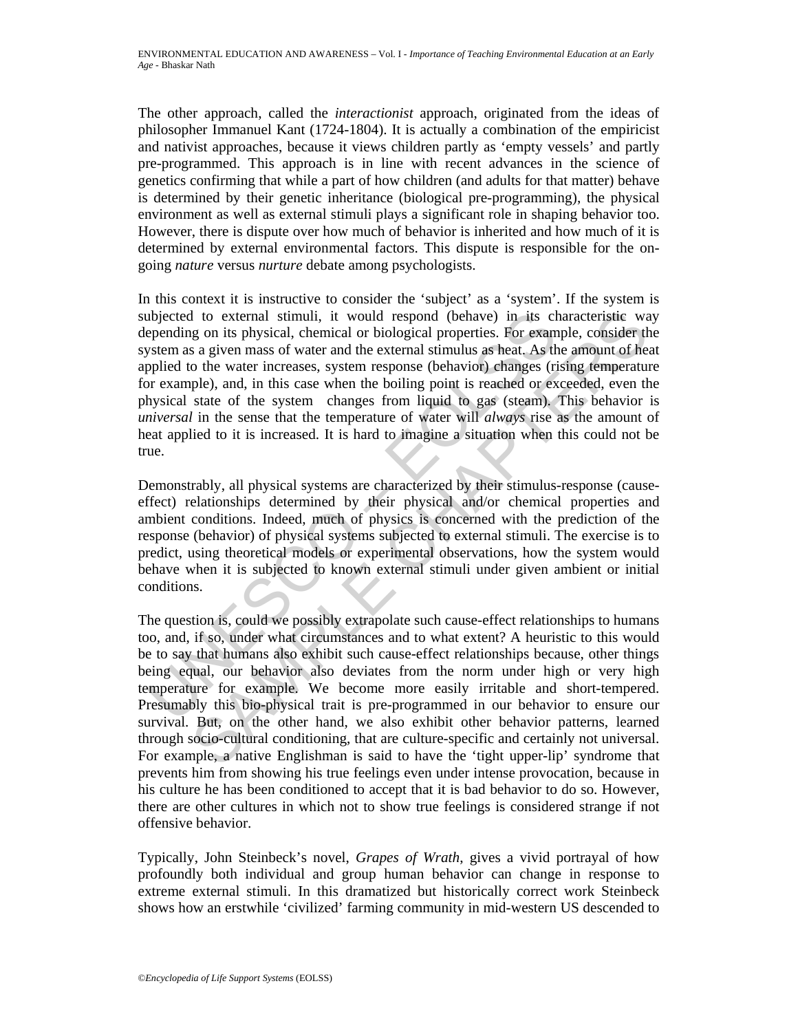The other approach, called the *interactionist* approach, originated from the ideas of philosopher Immanuel Kant (1724-1804). It is actually a combination of the empiricist and nativist approaches, because it views children partly as 'empty vessels' and partly pre-programmed. This approach is in line with recent advances in the science of genetics confirming that while a part of how children (and adults for that matter) behave is determined by their genetic inheritance (biological pre-programming), the physical environment as well as external stimuli plays a significant role in shaping behavior too. However, there is dispute over how much of behavior is inherited and how much of it is determined by external environmental factors. This dispute is responsible for the on-going *nature* versus *nurture* debate among psychologists.

In this context it is instructive to consider the 'subject' as a 'system'. If the system is subjected to external stimuli, it would respond (behave) in its characteristic way depending on its physical, chemical or biological properties. For example, consider the system as a given mass of water and the external stimulus as heat. As the amount of heat applied to the water increases, system response (behavior) changes (rising temperature for example), and, in this case when the boiling point is reached or exceeded, even the physical state of the system changes from liquid to gas (steam). This behavior is *universal* in the sense that the temperature of water will *always* rise as the amount of heat applied to it is increased. It is hard to imagine a situation when this could not be true.

Demonstrably, all physical systems are characterized by their stimulus-response (cause-effect) relationships determined by their physical and/or chemical properties and ambient conditions. Indeed, much of physics is concerned with the prediction of the response (behavior) of physical systems subjected to external stimuli. The exercise is to predict, using theoretical models or experimental observations, how the system would behave when it is subjected to known external stimuli under given ambient or initial conditions.

The question is, could we possibly extrapolate such cause-effect relationships to humans too, and, if so, under what circumstances and to what extent? A heuristic to this would be to say that humans also exhibit such cause-effect relationships because, other things being equal, our behavior also deviates from the norm under high or very high temperature for example. We become more easily irritable and short-tempered. Presumably this bio-physical trait is pre-programmed in our behavior to ensure our survival. But, on the other hand, we also exhibit other behavior patterns, learned through socio-cultural conditioning, that are culture-specific and certainly not universal. For example, a native Englishman is said to have the 'tight upper-lip' syndrome that prevents him from showing his true feelings even under intense provocation, because in his culture he has been conditioned to accept that it is bad behavior to do so. However, there are other cultures in which not to show true feelings is considered strange if not offensive behavior.

Typically, John Steinbeck's novel, *Grapes of Wrath*, gives a vivid portrayal of how profoundly both individual and group human behavior can change in response to extreme external stimuli. In this dramatized but historically correct work Steinbeck shows how an erstwhile 'civilized' farming community in mid-western US descended to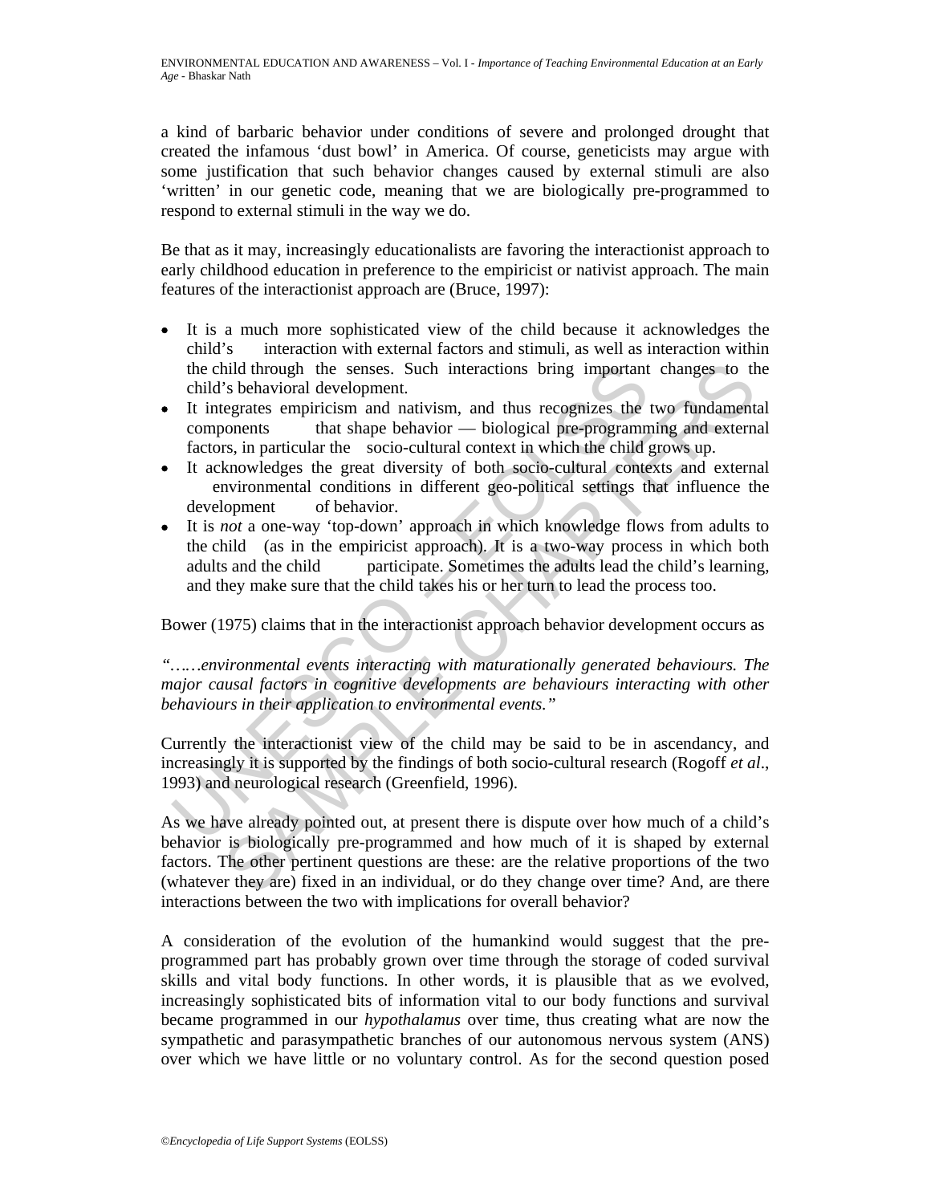a kind of barbaric behavior under conditions of severe and prolonged drought that created the infamous 'dust bowl' in America. Of course, geneticists may argue with some justification that such behavior changes caused by external stimuli are also 'written' in our genetic code, meaning that we are biologically pre-programmed to respond to external stimuli in the way we do.

Be that as it may, increasingly educationalists are favoring the interactionist approach to early childhood education in preference to the empiricist or nativist approach. The main features of the interactionist approach are (Bruce, 1997):

- It is a much more sophisticated view of the child because it acknowledges the child's interaction with external factors and stimuli, as well as interaction within the child through the senses. Such interactions bring important changes to the child's behavioral development.
- It integrates empiricism and nativism, and thus recognizes the two fundamental components that shape behavior — biological pre-programming and external factors, in particular the socio-cultural context in which the child grows up.
- It acknowledges the great diversity of both socio-cultural contexts and external environmental conditions in different geo-political settings that influence the development of behavior.
- It is *not* a one-way 'top-down' approach in which knowledge flows from adults to the child (as in the empiricist approach). It is a two-way process in which both adults and the child participate. Sometimes the adults lead the child's learning, and they make sure that the child takes his or her turn to lead the process too.

Bower (1975) claims that in the interactionist approach behavior development occurs as

*"……environmental events interacting with maturationally generated behaviours. The major causal factors in cognitive developments are behaviours interacting with other behaviours in their application to environmental events."*

Currently the interactionist view of the child may be said to be in ascendancy, and increasingly it is supported by the findings of both socio-cultural research (Rogoff *et al*., 1993) and neurological research (Greenfield, 1996).

As we have already pointed out, at present there is dispute over how much of a child's behavior is biologically pre-programmed and how much of it is shaped by external factors. The other pertinent questions are these: are the relative proportions of the two (whatever they are) fixed in an individual, or do they change over time? And, are there interactions between the two with implications for overall behavior?

A consideration of the evolution of the humankind would suggest that the pre-programmed part has probably grown over time through the storage of coded survival skills and vital body functions. In other words, it is plausible that as we evolved, increasingly sophisticated bits of information vital to our body functions and survival became programmed in our *hypothalamus* over time, thus creating what are now the sympathetic and parasympathetic branches of our autonomous nervous system (ANS) over which we have little or no voluntary control. As for the second question posed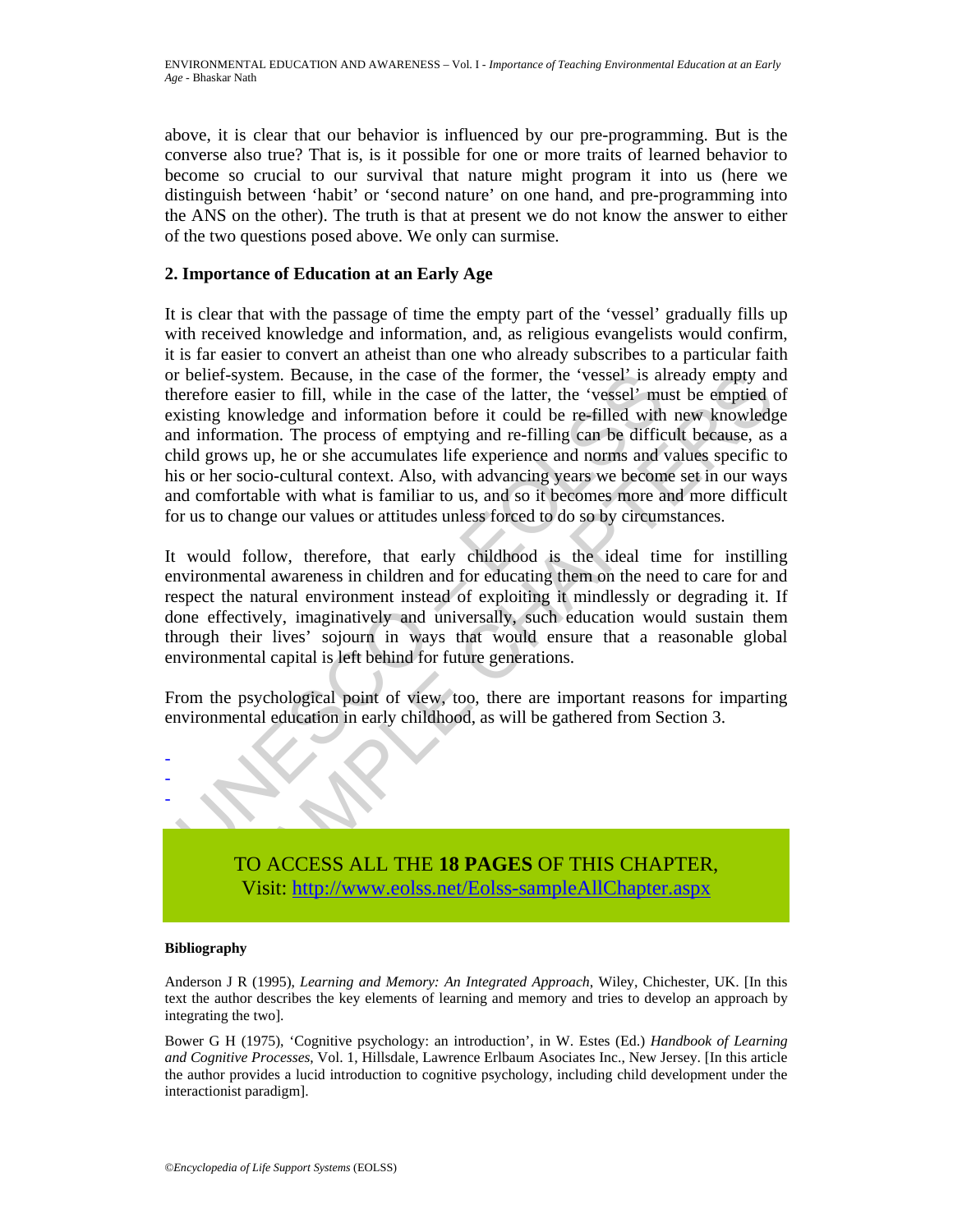above, it is clear that our behavior is influenced by our pre-programming. But is the converse also true? That is, is it possible for one or more traits of learned behavior to become so crucial to our survival that nature might program it into us (here we distinguish between 'habit' or 'second nature' on one hand, and pre-programming into the ANS on the other). The truth is that at present we do not know the answer to either of the two questions posed above. We only can surmise.

## 2. Importance of Education at an Early Age

It is clear that with the passage of time the empty part of the 'vessel' gradually fills up with received knowledge and information, and, as religious evangelists would confirm, it is far easier to convert an atheist than one who already subscribes to a particular faith or belief-system. Because, in the case of the former, the 'vessel' is already empty and therefore easier to fill, while in the case of the latter, the 'vessel' must be emptied of existing knowledge and information before it could be re-filled with new knowledge and information. The process of emptying and re-filling can be difficult because, as a child grows up, he or she accumulates life experience and norms and values specific to his or her socio-cultural context. Also, with advancing years we become set in our ways and comfortable with what is familiar to us, and so it becomes more and more difficult for us to change our values or attitudes unless forced to do so by circumstances.

It would follow, therefore, that early childhood is the ideal time for instilling environmental awareness in children and for educating them on the need to care for and respect the natural environment instead of exploiting it mindlessly or degrading it. If done effectively, imaginatively and universally, such education would sustain them through their lives' sojourn in ways that would ensure that a reasonable global environmental capital is left behind for future generations.

From the psychological point of view, too, there are important reasons for imparting environmental education in early childhood, as will be gathered from Section 3.

-
-
-

TO ACCESS ALL THE **18 PAGES** OF THIS CHAPTER,
Visit: http://www.eolss.net/Eolss-sampleAllChapter.aspx

**Bibliography**

Anderson J R (1995), *Learning and Memory: An Integrated Approach*, Wiley, Chichester, UK. [In this text the author describes the key elements of learning and memory and tries to develop an approach by integrating the two].

Bower G H (1975), 'Cognitive psychology: an introduction', in W. Estes (Ed.) *Handbook of Learning and Cognitive Processes*, Vol. 1, Hillsdale, Lawrence Erlbaum Asociates Inc., New Jersey. [In this article the author provides a lucid introduction to cognitive psychology, including child development under the interactionist paradigm].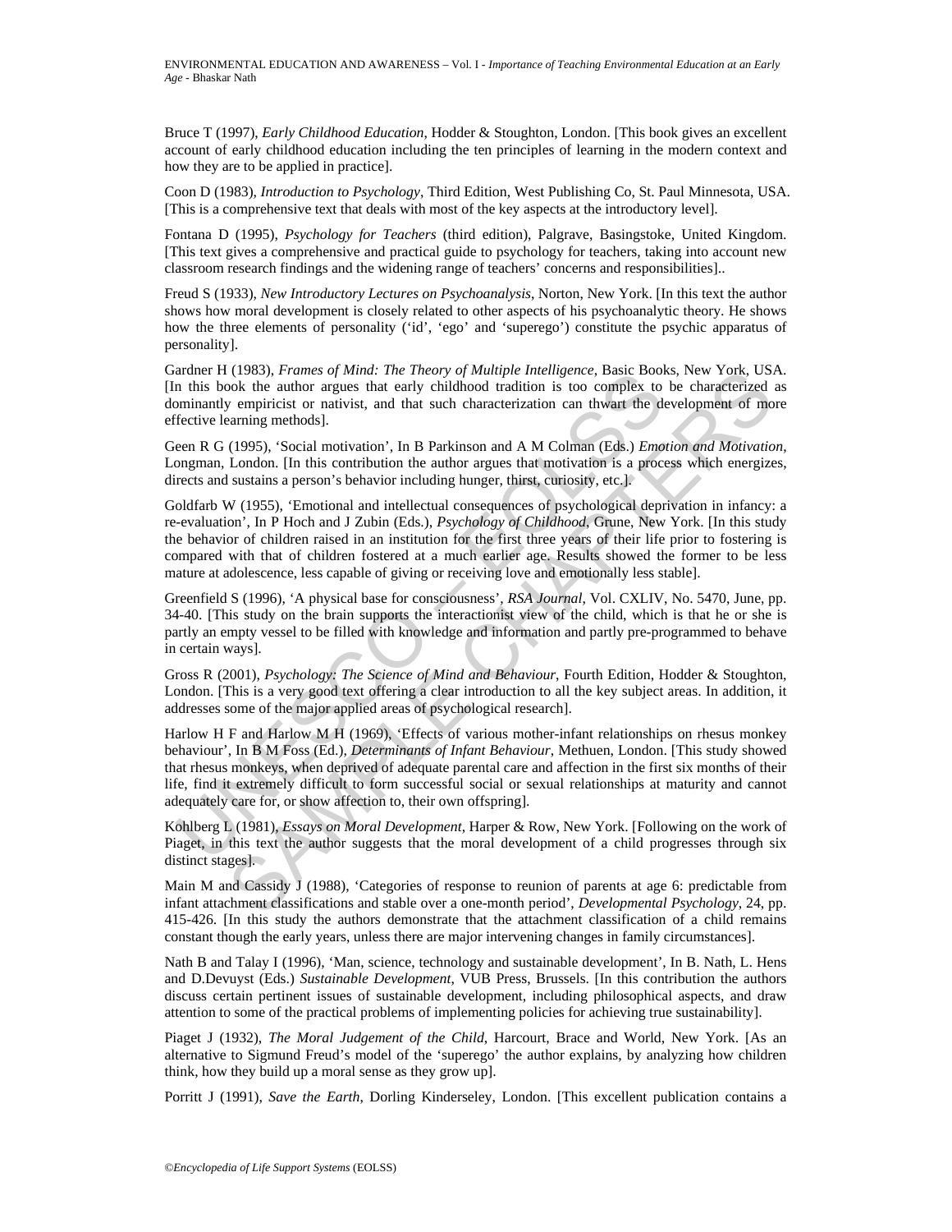Bruce T (1997), *Early Childhood Education*, Hodder & Stoughton, London. [This book gives an excellent account of early childhood education including the ten principles of learning in the modern context and how they are to be applied in practice].

Coon D (1983), *Introduction to Psychology*, Third Edition, West Publishing Co, St. Paul Minnesota, USA. [This is a comprehensive text that deals with most of the key aspects at the introductory level].

Fontana D (1995), *Psychology for Teachers* (third edition), Palgrave, Basingstoke, United Kingdom. [This text gives a comprehensive and practical guide to psychology for teachers, taking into account new classroom research findings and the widening range of teachers' concerns and responsibilities]..

Freud S (1933), *New Introductory Lectures on Psychoanalysis*, Norton, New York. [In this text the author shows how moral development is closely related to other aspects of his psychoanalytic theory. He shows how the three elements of personality ('id', 'ego' and 'superego') constitute the psychic apparatus of personality].

Gardner H (1983), *Frames of Mind: The Theory of Multiple Intelligence*, Basic Books, New York, USA. [In this book the author argues that early childhood tradition is too complex to be characterized as dominantly empiricist or nativist, and that such characterization can thwart the development of more effective learning methods].

Geen R G (1995), 'Social motivation', In B Parkinson and A M Colman (Eds.) *Emotion and Motivation*, Longman, London. [In this contribution the author argues that motivation is a process which energizes, directs and sustains a person's behavior including hunger, thirst, curiosity, etc.].

Goldfarb W (1955), 'Emotional and intellectual consequences of psychological deprivation in infancy: a re-evaluation', In P Hoch and J Zubin (Eds.), *Psychology of Childhood*, Grune, New York. [In this study the behavior of children raised in an institution for the first three years of their life prior to fostering is compared with that of children fostered at a much earlier age. Results showed the former to be less mature at adolescence, less capable of giving or receiving love and emotionally less stable].

Greenfield S (1996), 'A physical base for consciousness', *RSA Journal*, Vol. CXLIV, No. 5470, June, pp. 34-40. [This study on the brain supports the interactionist view of the child, which is that he or she is partly an empty vessel to be filled with knowledge and information and partly pre-programmed to behave in certain ways].

Gross R (2001), *Psychology: The Science of Mind and Behaviour*, Fourth Edition, Hodder & Stoughton, London. [This is a very good text offering a clear introduction to all the key subject areas. In addition, it addresses some of the major applied areas of psychological research].

Harlow H F and Harlow M H (1969), 'Effects of various mother-infant relationships on rhesus monkey behaviour', In B M Foss (Ed.), *Determinants of Infant Behaviour*, Methuen, London. [This study showed that rhesus monkeys, when deprived of adequate parental care and affection in the first six months of their life, find it extremely difficult to form successful social or sexual relationships at maturity and cannot adequately care for, or show affection to, their own offspring].

Kohlberg L (1981), *Essays on Moral Development*, Harper & Row, New York. [Following on the work of Piaget, in this text the author suggests that the moral development of a child progresses through six distinct stages].

Main M and Cassidy J (1988), 'Categories of response to reunion of parents at age 6: predictable from infant attachment classifications and stable over a one-month period', *Developmental Psychology*, 24, pp. 415-426. [In this study the authors demonstrate that the attachment classification of a child remains constant though the early years, unless there are major intervening changes in family circumstances].

Nath B and Talay I (1996), 'Man, science, technology and sustainable development', In B. Nath, L. Hens and D.Devuyst (Eds.) *Sustainable Development*, VUB Press, Brussels. [In this contribution the authors discuss certain pertinent issues of sustainable development, including philosophical aspects, and draw attention to some of the practical problems of implementing policies for achieving true sustainability].

Piaget J (1932), *The Moral Judgement of the Child*, Harcourt, Brace and World, New York. [As an alternative to Sigmund Freud's model of the 'superego' the author explains, by analyzing how children think, how they build up a moral sense as they grow up].

Porritt J (1991), *Save the Earth*, Dorling Kinderseley, London. [This excellent publication contains a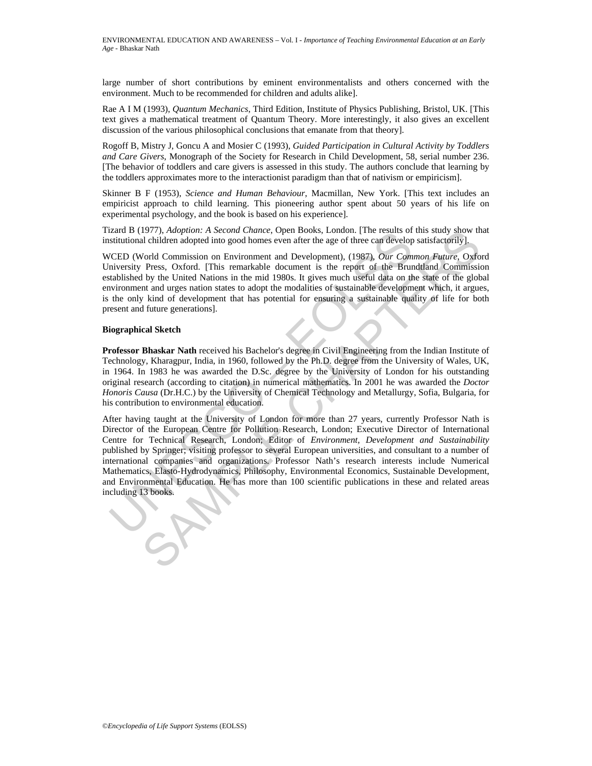large number of short contributions by eminent environmentalists and others concerned with the environment. Much to be recommended for children and adults alike].

Rae A I M (1993), *Quantum Mechanics*, Third Edition, Institute of Physics Publishing, Bristol, UK. [This text gives a mathematical treatment of Quantum Theory. More interestingly, it also gives an excellent discussion of the various philosophical conclusions that emanate from that theory].

Rogoff B, Mistry J, Goncu A and Mosier C (1993), *Guided Participation in Cultural Activity by Toddlers and Care Givers,* Monograph of the Society for Research in Child Development, 58, serial number 236. [The behavior of toddlers and care givers is assessed in this study. The authors conclude that learning by the toddlers approximates more to the interactionist paradigm than that of nativism or empiricism].

Skinner B F (1953), *Science and Human Behaviour*, Macmillan, New York. [This text includes an empiricist approach to child learning. This pioneering author spent about 50 years of his life on experimental psychology, and the book is based on his experience].

Tizard B (1977), *Adoption: A Second Chance*, Open Books, London. [The results of this study show that institutional children adopted into good homes even after the age of three can develop satisfactorily].

WCED (World Commission on Environment and Development), (1987), *Our Common Future*, Oxford University Press, Oxford. [This remarkable document is the report of the Brundtland Commission established by the United Nations in the mid 1980s. It gives much useful data on the state of the global environment and urges nation states to adopt the modalities of sustainable development which, it argues, is the only kind of development that has potential for ensuring a sustainable quality of life for both present and future generations].

**Biographical Sketch**

**Professor Bhaskar Nath** received his Bachelor's degree in Civil Engineering from the Indian Institute of Technology, Kharagpur, India, in 1960, followed by the Ph.D. degree from the University of Wales, UK, in 1964. In 1983 he was awarded the D.Sc. degree by the University of London for his outstanding original research (according to citation) in numerical mathematics. In 2001 he was awarded the *Doctor Honoris Causa* (Dr.H.C.) by the University of Chemical Technology and Metallurgy, Sofia, Bulgaria, for his contribution to environmental education.

After having taught at the University of London for more than 27 years, currently Professor Nath is Director of the European Centre for Pollution Research, London; Executive Director of International Centre for Technical Research, London; Editor of *Environment, Development and Sustainability* published by Springer; visiting professor to several European universities, and consultant to a number of international companies and organizations. Professor Nath's research interests include Numerical Mathematics, Elasto-Hydrodynamics, Philosophy, Environmental Economics, Sustainable Development, and Environmental Education. He has more than 100 scientific publications in these and related areas including 13 books.